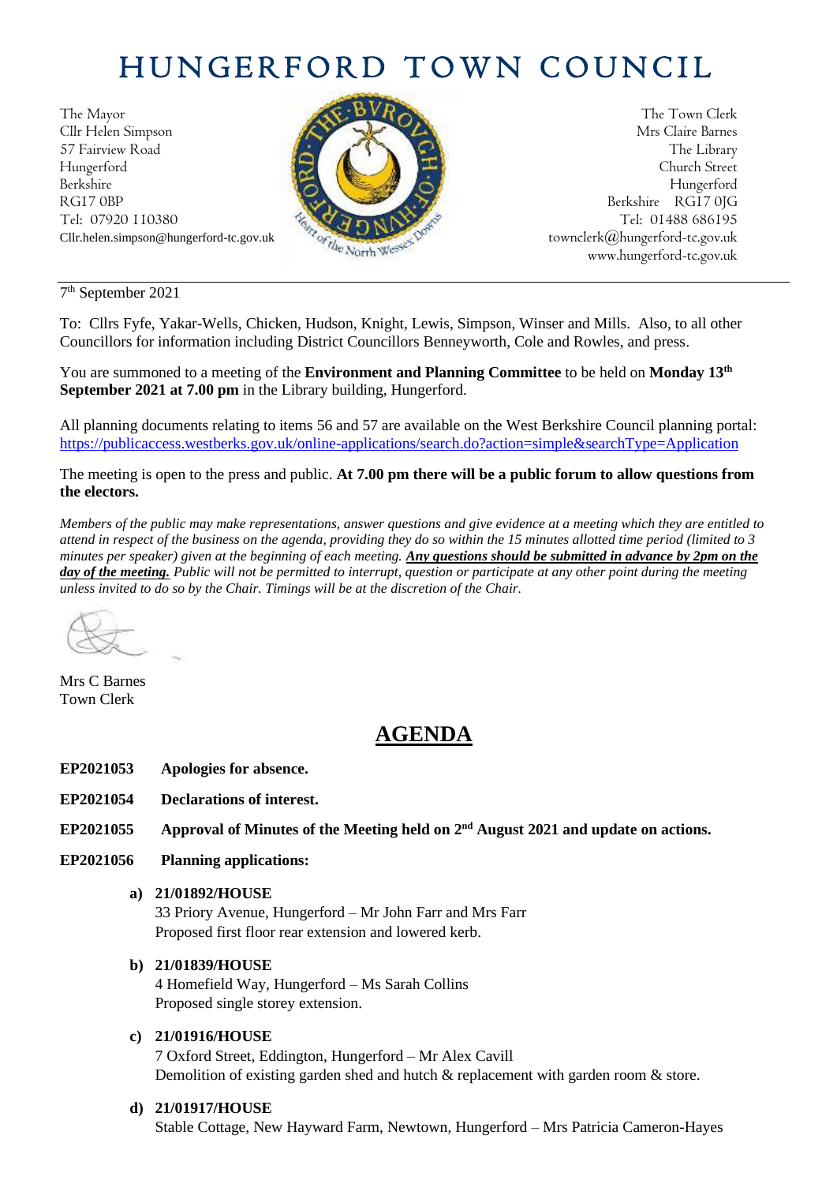# HUNGERFORD TOWN COUNCIL

The Mayor
Cllr Helen Simpson
57 Fairview Road
Hungerford
Berkshire
RG17 0BP
Tel: 07920 110380
Cllr.helen.simpson@hungerford-tc.gov.uk

The Town Clerk
Mrs Claire Barnes
The Library
Church Street
Hungerford
Berkshire RG17 0JG
Tel: 01488 686195
townclerk@hungerford-tc.gov.uk
www.hungerford-tc.gov.uk

7th September 2021

To: Cllrs Fyfe, Yakar-Wells, Chicken, Hudson, Knight, Lewis, Simpson, Winser and Mills. Also, to all other Councillors for information including District Councillors Benneyworth, Cole and Rowles, and press.

You are summoned to a meeting of the **Environment and Planning Committee** to be held on **Monday 13th September 2021 at 7.00 pm** in the Library building, Hungerford.

All planning documents relating to items 56 and 57 are available on the West Berkshire Council planning portal: https://publicaccess.westberks.gov.uk/online-applications/search.do?action=simple&searchType=Application

The meeting is open to the press and public. **At 7.00 pm there will be a public forum to allow questions from the electors.**

*Members of the public may make representations, answer questions and give evidence at a meeting which they are entitled to attend in respect of the business on the agenda, providing they do so within the 15 minutes allotted time period (limited to 3 minutes per speaker) given at the beginning of each meeting.* ***Any questions should be submitted in advance by 2pm on the day of the meeting.*** *Public will not be permitted to interrupt, question or participate at any other point during the meeting unless invited to do so by the Chair. Timings will be at the discretion of the Chair.*

Mrs C Barnes
Town Clerk

## AGENDA

**EP2021053 Apologies for absence.**

**EP2021054 Declarations of interest.**

**EP2021055 Approval of Minutes of the Meeting held on 2nd August 2021 and update on actions.**

**EP2021056 Planning applications:**

**a) 21/01892/HOUSE**
33 Priory Avenue, Hungerford – Mr John Farr and Mrs Farr
Proposed first floor rear extension and lowered kerb.

**b) 21/01839/HOUSE**
4 Homefield Way, Hungerford – Ms Sarah Collins
Proposed single storey extension.

**c) 21/01916/HOUSE**
7 Oxford Street, Eddington, Hungerford – Mr Alex Cavill
Demolition of existing garden shed and hutch & replacement with garden room & store.

**d) 21/01917/HOUSE**
Stable Cottage, New Hayward Farm, Newtown, Hungerford – Mrs Patricia Cameron-Hayes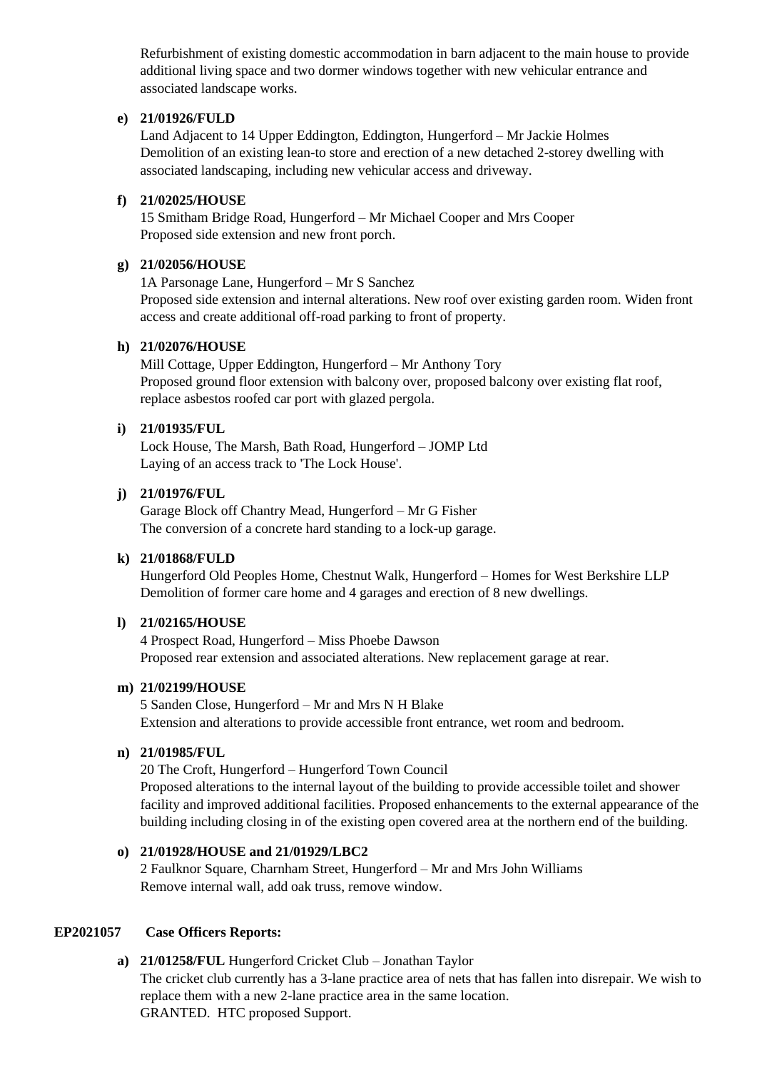Refurbishment of existing domestic accommodation in barn adjacent to the main house to provide additional living space and two dormer windows together with new vehicular entrance and associated landscape works.

**e) 21/01926/FULD**
Land Adjacent to 14 Upper Eddington, Eddington, Hungerford – Mr Jackie Holmes
Demolition of an existing lean-to store and erection of a new detached 2-storey dwelling with associated landscaping, including new vehicular access and driveway.

**f) 21/02025/HOUSE**
15 Smitham Bridge Road, Hungerford – Mr Michael Cooper and Mrs Cooper
Proposed side extension and new front porch.

**g) 21/02056/HOUSE**
1A Parsonage Lane, Hungerford – Mr S Sanchez
Proposed side extension and internal alterations. New roof over existing garden room. Widen front access and create additional off-road parking to front of property.

**h) 21/02076/HOUSE**
Mill Cottage, Upper Eddington, Hungerford – Mr Anthony Tory
Proposed ground floor extension with balcony over, proposed balcony over existing flat roof, replace asbestos roofed car port with glazed pergola.

**i) 21/01935/FUL**
Lock House, The Marsh, Bath Road, Hungerford – JOMP Ltd
Laying of an access track to 'The Lock House'.

**j) 21/01976/FUL**
Garage Block off Chantry Mead, Hungerford – Mr G Fisher
The conversion of a concrete hard standing to a lock-up garage.

**k) 21/01868/FULD**
Hungerford Old Peoples Home, Chestnut Walk, Hungerford – Homes for West Berkshire LLP
Demolition of former care home and 4 garages and erection of 8 new dwellings.

**l) 21/02165/HOUSE**
4 Prospect Road, Hungerford – Miss Phoebe Dawson
Proposed rear extension and associated alterations. New replacement garage at rear.

**m) 21/02199/HOUSE**
5 Sanden Close, Hungerford – Mr and Mrs N H Blake
Extension and alterations to provide accessible front entrance, wet room and bedroom.

**n) 21/01985/FUL**
20 The Croft, Hungerford – Hungerford Town Council
Proposed alterations to the internal layout of the building to provide accessible toilet and shower facility and improved additional facilities. Proposed enhancements to the external appearance of the building including closing in of the existing open covered area at the northern end of the building.

**o) 21/01928/HOUSE and 21/01929/LBC2**
2 Faulknor Square, Charnham Street, Hungerford – Mr and Mrs John Williams
Remove internal wall, add oak truss, remove window.

**EP2021057 Case Officers Reports:**

**a) 21/01258/FUL** Hungerford Cricket Club – Jonathan Taylor
The cricket club currently has a 3-lane practice area of nets that has fallen into disrepair. We wish to replace them with a new 2-lane practice area in the same location.
GRANTED. HTC proposed Support.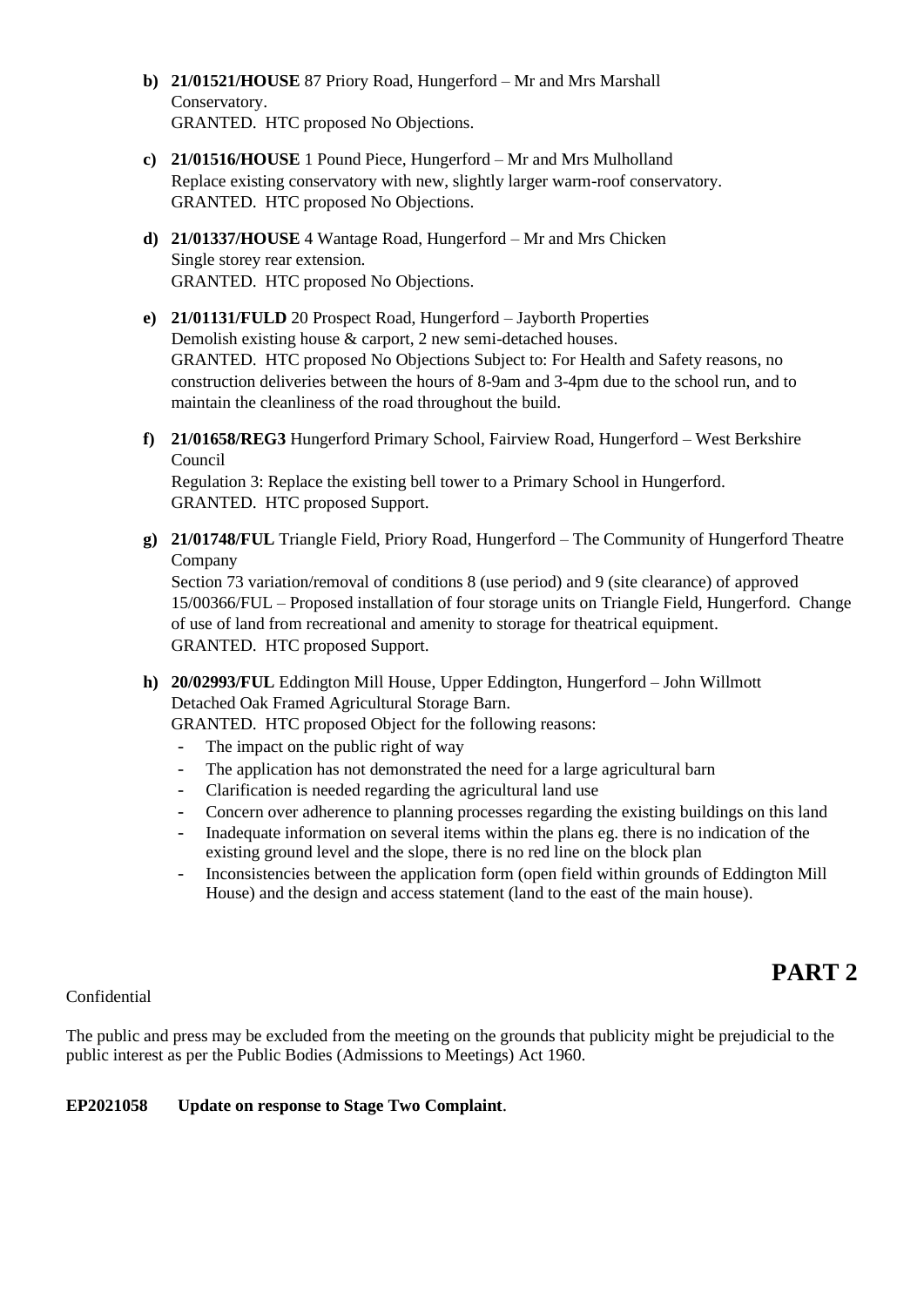**b) 21/01521/HOUSE** 87 Priory Road, Hungerford – Mr and Mrs Marshall
Conservatory.
GRANTED. HTC proposed No Objections.

**c) 21/01516/HOUSE** 1 Pound Piece, Hungerford – Mr and Mrs Mulholland
Replace existing conservatory with new, slightly larger warm-roof conservatory.
GRANTED. HTC proposed No Objections.

**d) 21/01337/HOUSE** 4 Wantage Road, Hungerford – Mr and Mrs Chicken
Single storey rear extension.
GRANTED. HTC proposed No Objections.

**e) 21/01131/FULD** 20 Prospect Road, Hungerford – Jayborth Properties
Demolish existing house & carport, 2 new semi-detached houses.
GRANTED. HTC proposed No Objections Subject to: For Health and Safety reasons, no construction deliveries between the hours of 8-9am and 3-4pm due to the school run, and to maintain the cleanliness of the road throughout the build.

**f) 21/01658/REG3** Hungerford Primary School, Fairview Road, Hungerford – West Berkshire Council
Regulation 3: Replace the existing bell tower to a Primary School in Hungerford.
GRANTED. HTC proposed Support.

**g) 21/01748/FUL** Triangle Field, Priory Road, Hungerford – The Community of Hungerford Theatre Company
Section 73 variation/removal of conditions 8 (use period) and 9 (site clearance) of approved 15/00366/FUL – Proposed installation of four storage units on Triangle Field, Hungerford. Change of use of land from recreational and amenity to storage for theatrical equipment.
GRANTED. HTC proposed Support.

**h) 20/02993/FUL** Eddington Mill House, Upper Eddington, Hungerford – John Willmott
Detached Oak Framed Agricultural Storage Barn.
GRANTED. HTC proposed Object for the following reasons:

- The impact on the public right of way
- The application has not demonstrated the need for a large agricultural barn
- Clarification is needed regarding the agricultural land use
- Concern over adherence to planning processes regarding the existing buildings on this land
- Inadequate information on several items within the plans eg. there is no indication of the existing ground level and the slope, there is no red line on the block plan
- Inconsistencies between the application form (open field within grounds of Eddington Mill House) and the design and access statement (land to the east of the main house).

# PART 2

Confidential

The public and press may be excluded from the meeting on the grounds that publicity might be prejudicial to the public interest as per the Public Bodies (Admissions to Meetings) Act 1960.

**EP2021058 Update on response to Stage Two Complaint**.